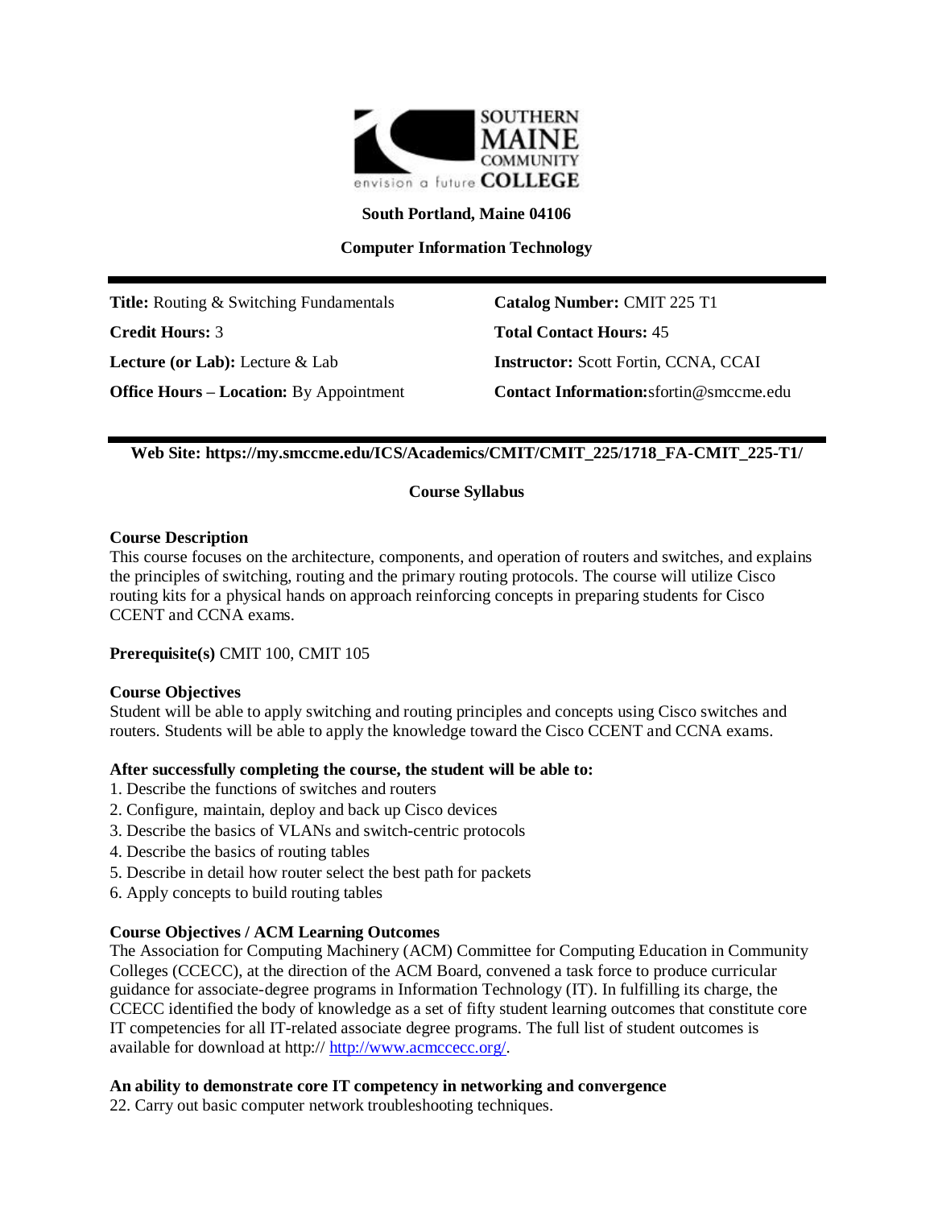SOUTHERN MAINE COMMUNITY COLLEGE

envision a future

**South Portland, Maine 04106**

**Computer Information Technology**

| | |
|---|---|
| **Title:** Routing & Switching Fundamentals | **Catalog Number:** CMIT 225 T1 |
| **Credit Hours:** 3 | **Total Contact Hours:** 45 |
| **Lecture (or Lab):** Lecture & Lab | **Instructor:** Scott Fortin, CCNA, CCAI |
| **Office Hours – Location:** By Appointment | **Contact Information:** sfortin@smccme.edu |

**Web Site: https://my.smccme.edu/ICS/Academics/CMIT/CMIT_225/1718_FA-CMIT_225-T1/**

## Course Syllabus

**Course Description**
This course focuses on the architecture, components, and operation of routers and switches, and explains the principles of switching, routing and the primary routing protocols. The course will utilize Cisco routing kits for a physical hands on approach reinforcing concepts in preparing students for Cisco CCENT and CCNA exams.

**Prerequisite(s)** CMIT 100, CMIT 105

**Course Objectives**
Student will be able to apply switching and routing principles and concepts using Cisco switches and routers. Students will be able to apply the knowledge toward the Cisco CCENT and CCNA exams.

**After successfully completing the course, the student will be able to:**
1. Describe the functions of switches and routers
2. Configure, maintain, deploy and back up Cisco devices
3. Describe the basics of VLANs and switch-centric protocols
4. Describe the basics of routing tables
5. Describe in detail how router select the best path for packets
6. Apply concepts to build routing tables

**Course Objectives / ACM Learning Outcomes**
The Association for Computing Machinery (ACM) Committee for Computing Education in Community Colleges (CCECC), at the direction of the ACM Board, convened a task force to produce curricular guidance for associate-degree programs in Information Technology (IT). In fulfilling its charge, the CCECC identified the body of knowledge as a set of fifty student learning outcomes that constitute core IT competencies for all IT-related associate degree programs. The full list of student outcomes is available for download at http:// http://www.acmccecc.org/.

**An ability to demonstrate core IT competency in networking and convergence**
22. Carry out basic computer network troubleshooting techniques.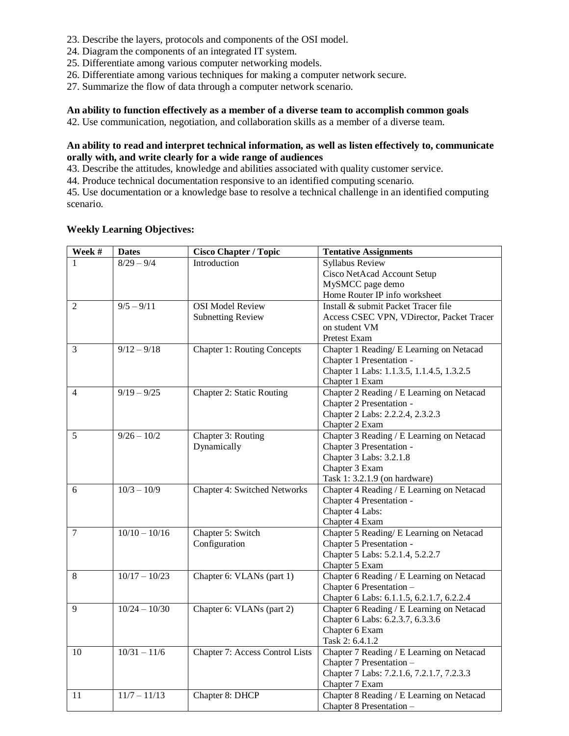23. Describe the layers, protocols and components of the OSI model.
24. Diagram the components of an integrated IT system.
25. Differentiate among various computer networking models.
26. Differentiate among various techniques for making a computer network secure.
27. Summarize the flow of data through a computer network scenario.

**An ability to function effectively as a member of a diverse team to accomplish common goals**

42. Use communication, negotiation, and collaboration skills as a member of a diverse team.

**An ability to read and interpret technical information, as well as listen effectively to, communicate orally with, and write clearly for a wide range of audiences**

43. Describe the attitudes, knowledge and abilities associated with quality customer service.
44. Produce technical documentation responsive to an identified computing scenario.
45. Use documentation or a knowledge base to resolve a technical challenge in an identified computing scenario.

**Weekly Learning Objectives:**

| Week # | Dates | Cisco Chapter / Topic | Tentative Assignments |
|---|---|---|---|
| 1 | 8/29 – 9/4 | Introduction | Syllabus Review<br>Cisco NetAcad Account Setup<br>MySMCC page demo<br>Home Router IP info worksheet |
| 2 | 9/5 – 9/11 | OSI Model Review<br>Subnetting Review | Install & submit Packet Tracer file<br>Access CSEC VPN, VDirector, Packet Tracer on student VM<br>Pretest Exam |
| 3 | 9/12 – 9/18 | Chapter 1: Routing Concepts | Chapter 1 Reading/ E Learning on Netacad<br>Chapter 1 Presentation -<br>Chapter 1 Labs: 1.1.3.5, 1.1.4.5, 1.3.2.5<br>Chapter 1 Exam |
| 4 | 9/19 – 9/25 | Chapter 2: Static Routing | Chapter 2 Reading / E Learning on Netacad<br>Chapter 2 Presentation -<br>Chapter 2 Labs: 2.2.2.4, 2.3.2.3<br>Chapter 2 Exam |
| 5 | 9/26 – 10/2 | Chapter 3: Routing Dynamically | Chapter 3 Reading / E Learning on Netacad<br>Chapter 3 Presentation -<br>Chapter 3 Labs: 3.2.1.8<br>Chapter 3 Exam<br>Task 1: 3.2.1.9 (on hardware) |
| 6 | 10/3 – 10/9 | Chapter 4: Switched Networks | Chapter 4 Reading / E Learning on Netacad<br>Chapter 4 Presentation -<br>Chapter 4 Labs:<br>Chapter 4 Exam |
| 7 | 10/10 – 10/16 | Chapter 5: Switch Configuration | Chapter 5 Reading/ E Learning on Netacad<br>Chapter 5 Presentation -<br>Chapter 5 Labs: 5.2.1.4, 5.2.2.7<br>Chapter 5 Exam |
| 8 | 10/17 – 10/23 | Chapter 6: VLANs (part 1) | Chapter 6 Reading / E Learning on Netacad<br>Chapter 6 Presentation –<br>Chapter 6 Labs: 6.1.1.5, 6.2.1.7, 6.2.2.4 |
| 9 | 10/24 – 10/30 | Chapter 6: VLANs (part 2) | Chapter 6 Reading / E Learning on Netacad<br>Chapter 6 Labs: 6.2.3.7, 6.3.3.6<br>Chapter 6 Exam<br>Task 2: 6.4.1.2 |
| 10 | 10/31 – 11/6 | Chapter 7: Access Control Lists | Chapter 7 Reading / E Learning on Netacad<br>Chapter 7 Presentation –<br>Chapter 7 Labs: 7.2.1.6, 7.2.1.7, 7.2.3.3<br>Chapter 7 Exam |
| 11 | 11/7 – 11/13 | Chapter 8: DHCP | Chapter 8 Reading / E Learning on Netacad<br>Chapter 8 Presentation – |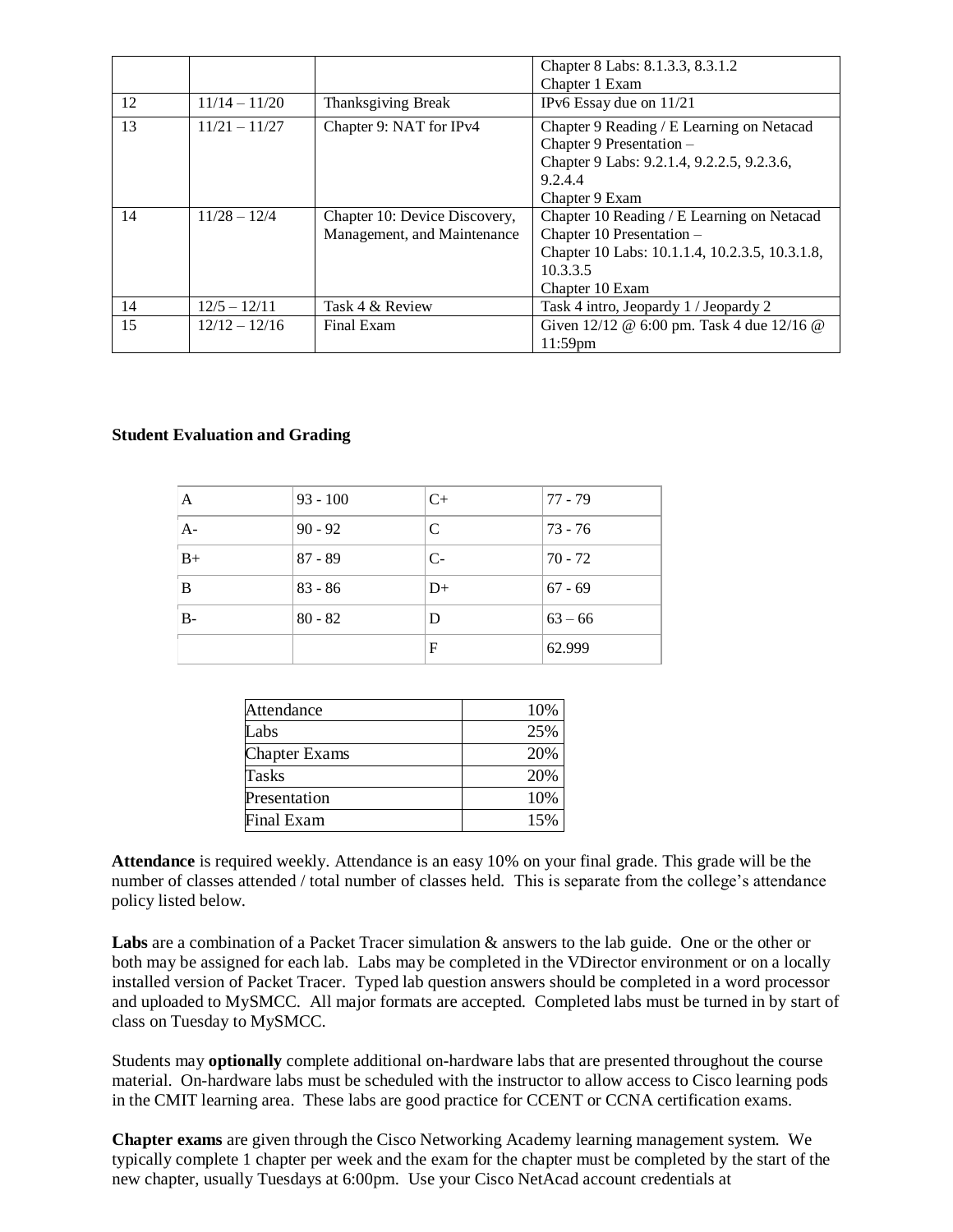| | | | |
|---|---|---|---|
| | | | Chapter 8 Labs: 8.1.3.3, 8.3.1.2<br>Chapter 1 Exam |
| 12 | 11/14 – 11/20 | Thanksgiving Break | IPv6 Essay due on 11/21 |
| 13 | 11/21 – 11/27 | Chapter 9: NAT for IPv4 | Chapter 9 Reading / E Learning on Netacad<br>Chapter 9 Presentation –<br>Chapter 9 Labs: 9.2.1.4, 9.2.2.5, 9.2.3.6, 9.2.4.4<br>Chapter 9 Exam |
| 14 | 11/28 – 12/4 | Chapter 10: Device Discovery, Management, and Maintenance | Chapter 10 Reading / E Learning on Netacad<br>Chapter 10 Presentation –<br>Chapter 10 Labs: 10.1.1.4, 10.2.3.5, 10.3.1.8, 10.3.3.5<br>Chapter 10 Exam |
| 14 | 12/5 – 12/11 | Task 4 & Review | Task 4 intro, Jeopardy 1 / Jeopardy 2 |
| 15 | 12/12 – 12/16 | Final Exam | Given 12/12 @ 6:00 pm. Task 4 due 12/16 @ 11:59pm |

**Student Evaluation and Grading**

| | | | |
|---|---|---|---|
| A | 93 - 100 | C+ | 77 - 79 |
| A- | 90 - 92 | C | 73 - 76 |
| B+ | 87 - 89 | C- | 70 - 72 |
| B | 83 - 86 | D+ | 67 - 69 |
| B- | 80 - 82 | D | 63 – 66 |
| | | F | 62.999 |

| | |
|---|---|
| Attendance | 10% |
| Labs | 25% |
| Chapter Exams | 20% |
| Tasks | 20% |
| Presentation | 10% |
| Final Exam | 15% |

**Attendance** is required weekly. Attendance is an easy 10% on your final grade. This grade will be the number of classes attended / total number of classes held. This is separate from the college's attendance policy listed below.

**Labs** are a combination of a Packet Tracer simulation & answers to the lab guide. One or the other or both may be assigned for each lab. Labs may be completed in the VDirector environment or on a locally installed version of Packet Tracer. Typed lab question answers should be completed in a word processor and uploaded to MySMCC. All major formats are accepted. Completed labs must be turned in by start of class on Tuesday to MySMCC.

Students may **optionally** complete additional on-hardware labs that are presented throughout the course material. On-hardware labs must be scheduled with the instructor to allow access to Cisco learning pods in the CMIT learning area. These labs are good practice for CCENT or CCNA certification exams.

**Chapter exams** are given through the Cisco Networking Academy learning management system. We typically complete 1 chapter per week and the exam for the chapter must be completed by the start of the new chapter, usually Tuesdays at 6:00pm. Use your Cisco NetAcad account credentials at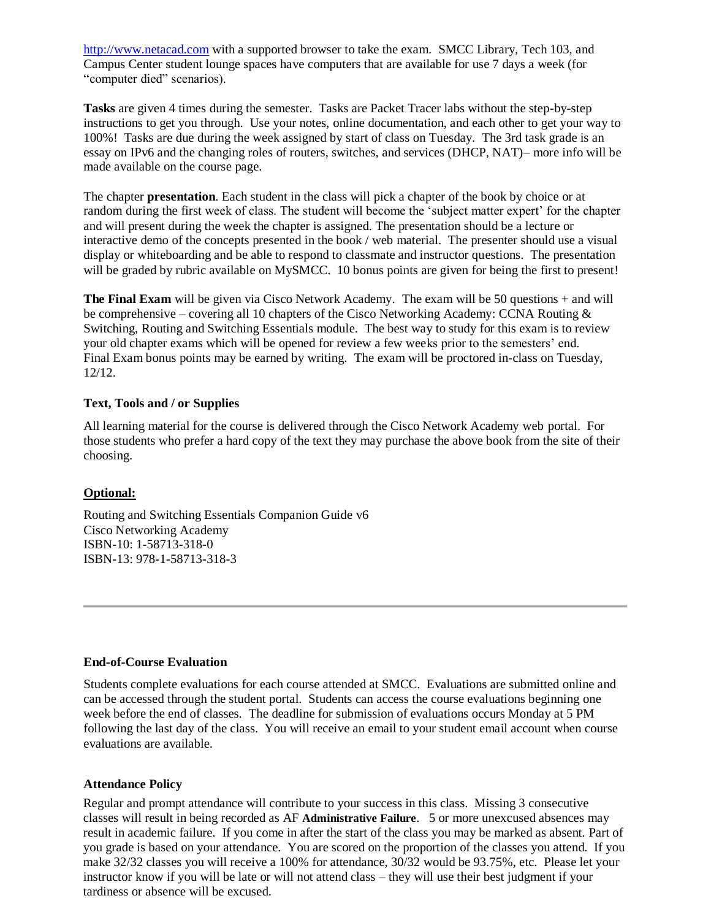http://www.netacad.com with a supported browser to take the exam. SMCC Library, Tech 103, and Campus Center student lounge spaces have computers that are available for use 7 days a week (for "computer died" scenarios).

**Tasks** are given 4 times during the semester. Tasks are Packet Tracer labs without the step-by-step instructions to get you through. Use your notes, online documentation, and each other to get your way to 100%! Tasks are due during the week assigned by start of class on Tuesday. The 3rd task grade is an essay on IPv6 and the changing roles of routers, switches, and services (DHCP, NAT)– more info will be made available on the course page.

The chapter **presentation**. Each student in the class will pick a chapter of the book by choice or at random during the first week of class. The student will become the 'subject matter expert' for the chapter and will present during the week the chapter is assigned. The presentation should be a lecture or interactive demo of the concepts presented in the book / web material. The presenter should use a visual display or whiteboarding and be able to respond to classmate and instructor questions. The presentation will be graded by rubric available on MySMCC. 10 bonus points are given for being the first to present!

**The Final Exam** will be given via Cisco Network Academy. The exam will be 50 questions + and will be comprehensive – covering all 10 chapters of the Cisco Networking Academy: CCNA Routing & Switching, Routing and Switching Essentials module. The best way to study for this exam is to review your old chapter exams which will be opened for review a few weeks prior to the semesters' end. Final Exam bonus points may be earned by writing. The exam will be proctored in-class on Tuesday, 12/12.

### Text, Tools and / or Supplies

All learning material for the course is delivered through the Cisco Network Academy web portal. For those students who prefer a hard copy of the text they may purchase the above book from the site of their choosing.

**Optional:**

Routing and Switching Essentials Companion Guide v6
Cisco Networking Academy
ISBN-10: 1-58713-318-0
ISBN-13: 978-1-58713-318-3

---

### End-of-Course Evaluation

Students complete evaluations for each course attended at SMCC. Evaluations are submitted online and can be accessed through the student portal. Students can access the course evaluations beginning one week before the end of classes. The deadline for submission of evaluations occurs Monday at 5 PM following the last day of the class. You will receive an email to your student email account when course evaluations are available.

### Attendance Policy

Regular and prompt attendance will contribute to your success in this class. Missing 3 consecutive classes will result in being recorded as AF **Administrative Failure**. 5 or more unexcused absences may result in academic failure. If you come in after the start of the class you may be marked as absent. Part of you grade is based on your attendance. You are scored on the proportion of the classes you attend. If you make 32/32 classes you will receive a 100% for attendance, 30/32 would be 93.75%, etc. Please let your instructor know if you will be late or will not attend class – they will use their best judgment if your tardiness or absence will be excused.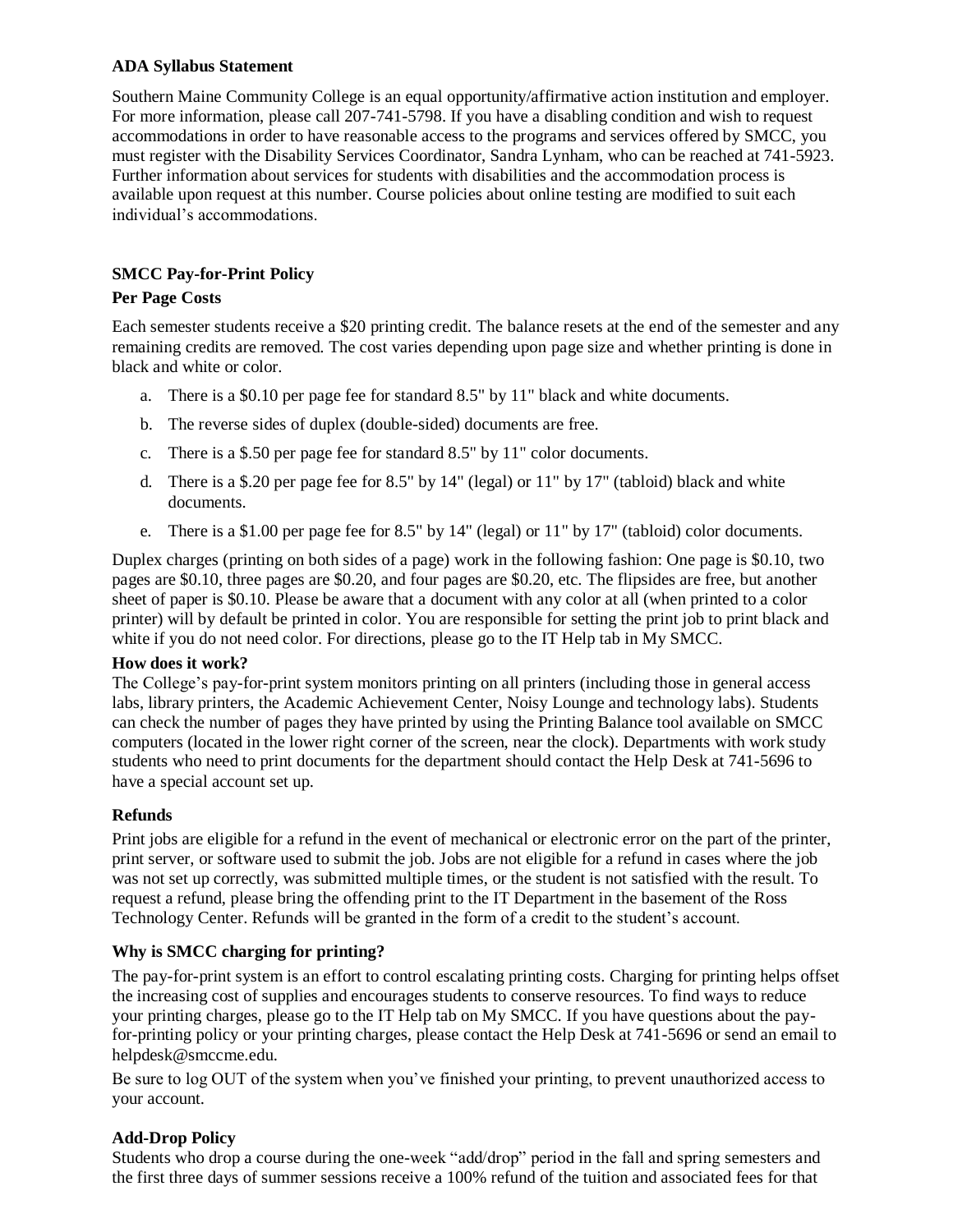**ADA Syllabus Statement**

Southern Maine Community College is an equal opportunity/affirmative action institution and employer. For more information, please call 207-741-5798. If you have a disabling condition and wish to request accommodations in order to have reasonable access to the programs and services offered by SMCC, you must register with the Disability Services Coordinator, Sandra Lynham, who can be reached at 741-5923. Further information about services for students with disabilities and the accommodation process is available upon request at this number. Course policies about online testing are modified to suit each individual's accommodations.

**SMCC Pay-for-Print Policy**

**Per Page Costs**

Each semester students receive a $20 printing credit. The balance resets at the end of the semester and any remaining credits are removed. The cost varies depending upon page size and whether printing is done in black and white or color.

a. There is a $0.10 per page fee for standard 8.5" by 11" black and white documents.
b. The reverse sides of duplex (double-sided) documents are free.
c. There is a $.50 per page fee for standard 8.5" by 11" color documents.
d. There is a $.20 per page fee for 8.5" by 14" (legal) or 11" by 17" (tabloid) black and white documents.
e. There is a $1.00 per page fee for 8.5" by 14" (legal) or 11" by 17" (tabloid) color documents.

Duplex charges (printing on both sides of a page) work in the following fashion: One page is $0.10, two pages are $0.10, three pages are $0.20, and four pages are $0.20, etc. The flipsides are free, but another sheet of paper is $0.10. Please be aware that a document with any color at all (when printed to a color printer) will by default be printed in color. You are responsible for setting the print job to print black and white if you do not need color. For directions, please go to the IT Help tab in My SMCC.

**How does it work?**

The College's pay-for-print system monitors printing on all printers (including those in general access labs, library printers, the Academic Achievement Center, Noisy Lounge and technology labs). Students can check the number of pages they have printed by using the Printing Balance tool available on SMCC computers (located in the lower right corner of the screen, near the clock). Departments with work study students who need to print documents for the department should contact the Help Desk at 741-5696 to have a special account set up.

**Refunds**

Print jobs are eligible for a refund in the event of mechanical or electronic error on the part of the printer, print server, or software used to submit the job. Jobs are not eligible for a refund in cases where the job was not set up correctly, was submitted multiple times, or the student is not satisfied with the result. To request a refund, please bring the offending print to the IT Department in the basement of the Ross Technology Center. Refunds will be granted in the form of a credit to the student's account.

**Why is SMCC charging for printing?**

The pay-for-print system is an effort to control escalating printing costs. Charging for printing helps offset the increasing cost of supplies and encourages students to conserve resources. To find ways to reduce your printing charges, please go to the IT Help tab on My SMCC. If you have questions about the pay-for-printing policy or your printing charges, please contact the Help Desk at 741-5696 or send an email to helpdesk@smccme.edu.

Be sure to log OUT of the system when you've finished your printing, to prevent unauthorized access to your account.

**Add-Drop Policy**

Students who drop a course during the one-week "add/drop" period in the fall and spring semesters and the first three days of summer sessions receive a 100% refund of the tuition and associated fees for that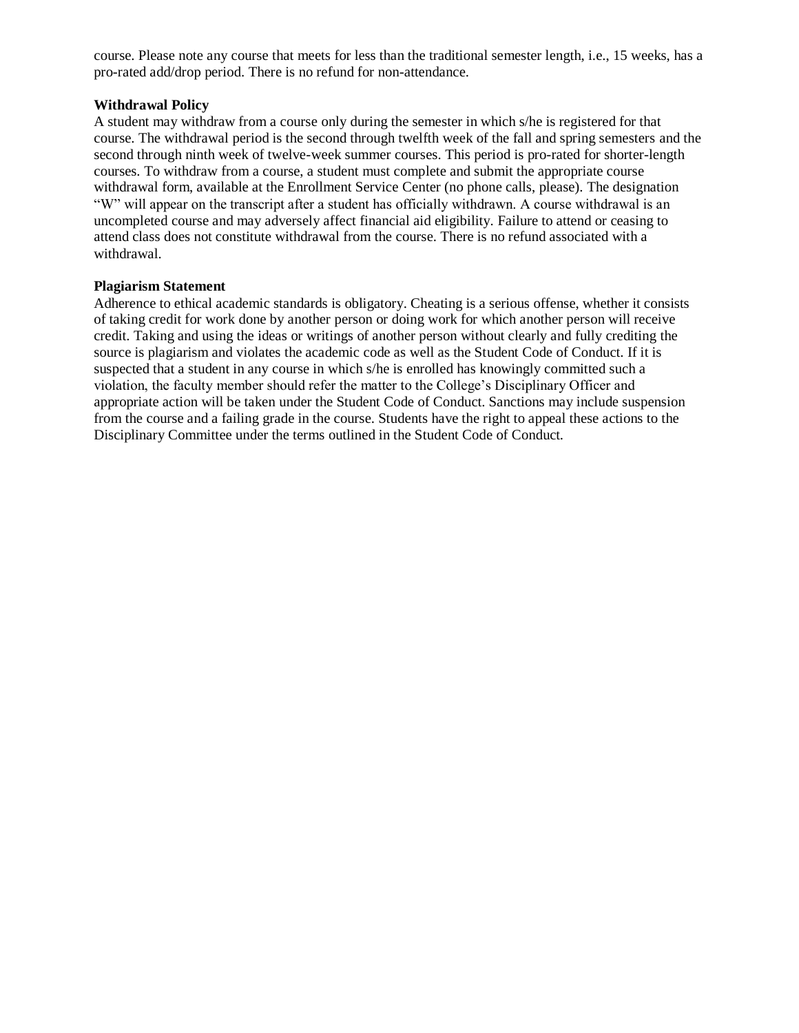course. Please note any course that meets for less than the traditional semester length, i.e., 15 weeks, has a pro-rated add/drop period. There is no refund for non-attendance.

**Withdrawal Policy**

A student may withdraw from a course only during the semester in which s/he is registered for that course. The withdrawal period is the second through twelfth week of the fall and spring semesters and the second through ninth week of twelve-week summer courses. This period is pro-rated for shorter-length courses. To withdraw from a course, a student must complete and submit the appropriate course withdrawal form, available at the Enrollment Service Center (no phone calls, please). The designation "W" will appear on the transcript after a student has officially withdrawn. A course withdrawal is an uncompleted course and may adversely affect financial aid eligibility. Failure to attend or ceasing to attend class does not constitute withdrawal from the course. There is no refund associated with a withdrawal.

**Plagiarism Statement**

Adherence to ethical academic standards is obligatory. Cheating is a serious offense, whether it consists of taking credit for work done by another person or doing work for which another person will receive credit. Taking and using the ideas or writings of another person without clearly and fully crediting the source is plagiarism and violates the academic code as well as the Student Code of Conduct. If it is suspected that a student in any course in which s/he is enrolled has knowingly committed such a violation, the faculty member should refer the matter to the College's Disciplinary Officer and appropriate action will be taken under the Student Code of Conduct. Sanctions may include suspension from the course and a failing grade in the course. Students have the right to appeal these actions to the Disciplinary Committee under the terms outlined in the Student Code of Conduct.